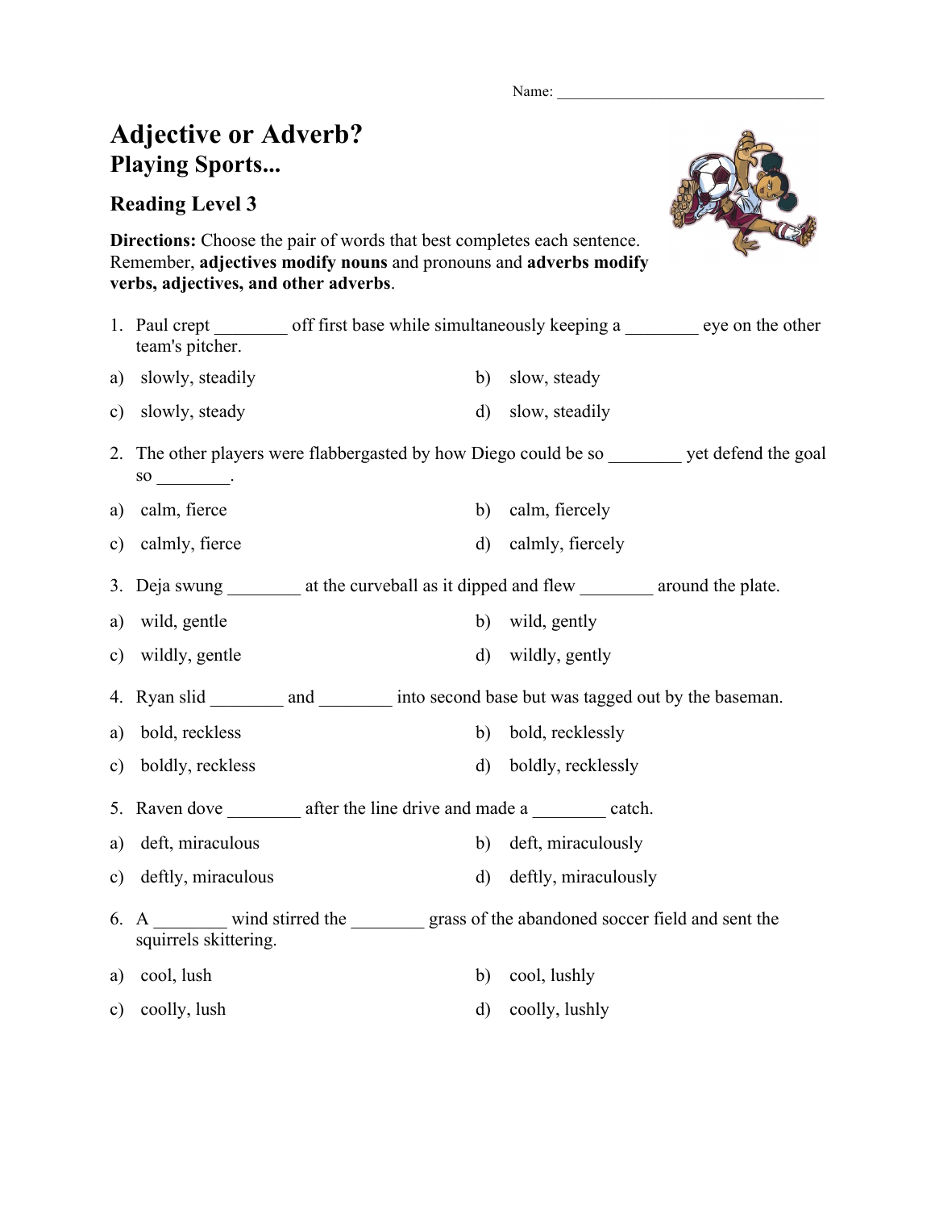Name: ___________________________________

# Adjective or Adverb?

## Playing Sports...

### Reading Level 3

**Directions:** Choose the pair of words that best completes each sentence. Remember, **adjectives modify nouns** and pronouns and **adverbs modify verbs, adjectives, and other adverbs**.

1. Paul crept ________ off first base while simultaneously keeping a ________ eye on the other team's pitcher.

a) slowly, steadily
b) slow, steady
c) slowly, steady
d) slow, steadily

2. The other players were flabbergasted by how Diego could be so ________ yet defend the goal so ________.

a) calm, fierce
b) calm, fiercely
c) calmly, fierce
d) calmly, fiercely

3. Deja swung ________ at the curveball as it dipped and flew ________ around the plate.

a) wild, gentle
b) wild, gently
c) wildly, gentle
d) wildly, gently

4. Ryan slid ________ and ________ into second base but was tagged out by the baseman.

a) bold, reckless
b) bold, recklessly
c) boldly, reckless
d) boldly, recklessly

5. Raven dove ________ after the line drive and made a ________ catch.

a) deft, miraculous
b) deft, miraculously
c) deftly, miraculous
d) deftly, miraculously

6. A ________ wind stirred the ________ grass of the abandoned soccer field and sent the squirrels skittering.

a) cool, lush
b) cool, lushly
c) coolly, lush
d) coolly, lushly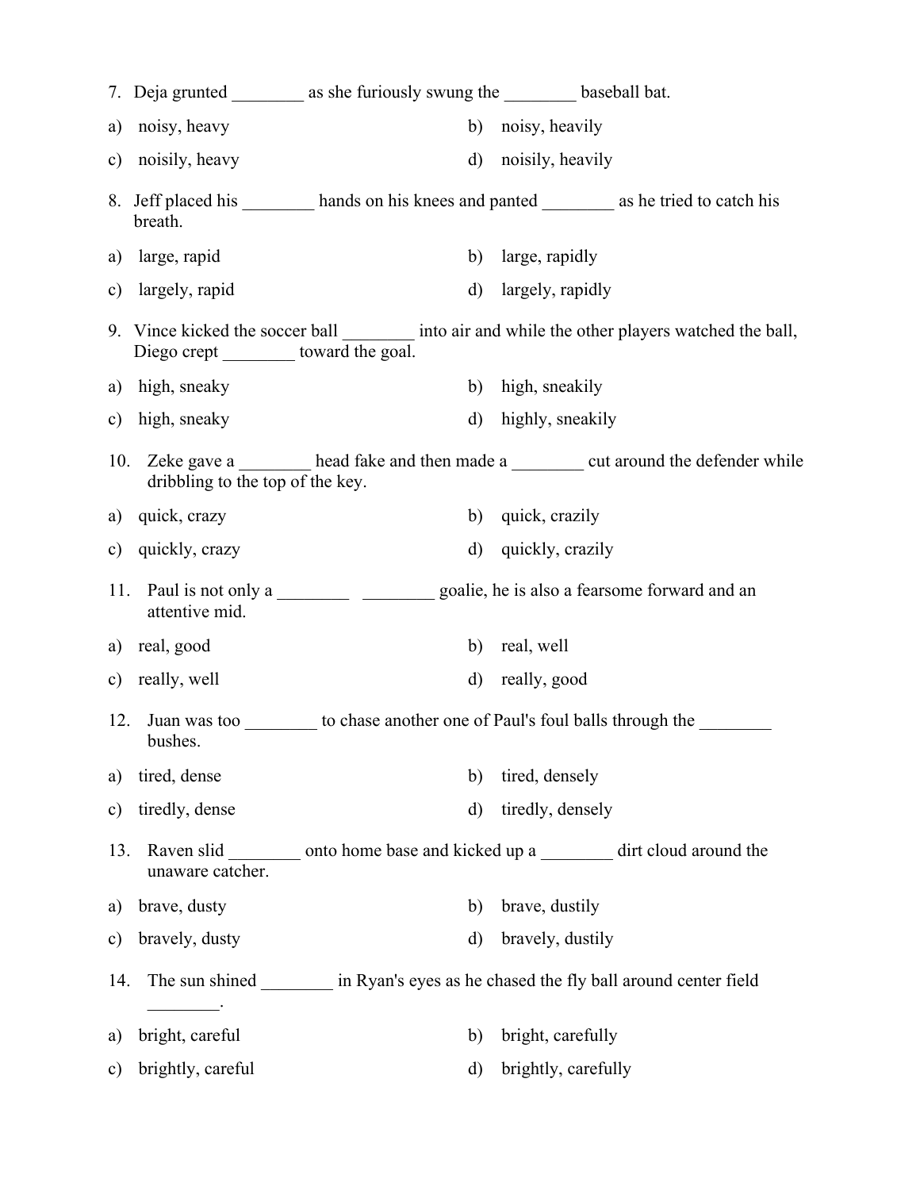7. Deja grunted ________ as she furiously swung the ________ baseball bat.

a) noisy, heavy
b) noisy, heavily
c) noisily, heavy
d) noisily, heavily

8. Jeff placed his ________ hands on his knees and panted ________ as he tried to catch his breath.

a) large, rapid
b) large, rapidly
c) largely, rapid
d) largely, rapidly

9. Vince kicked the soccer ball ________ into air and while the other players watched the ball, Diego crept ________ toward the goal.

a) high, sneaky
b) high, sneakily
c) high, sneaky
d) highly, sneakily

10. Zeke gave a ________ head fake and then made a ________ cut around the defender while dribbling to the top of the key.

a) quick, crazy
b) quick, crazily
c) quickly, crazy
d) quickly, crazily

11. Paul is not only a ________ ________ goalie, he is also a fearsome forward and an attentive mid.

a) real, good
b) real, well
c) really, well
d) really, good

12. Juan was too ________ to chase another one of Paul's foul balls through the ________ bushes.

a) tired, dense
b) tired, densely
c) tiredly, dense
d) tiredly, densely

13. Raven slid ________ onto home base and kicked up a ________ dirt cloud around the unaware catcher.

a) brave, dusty
b) brave, dustily
c) bravely, dusty
d) bravely, dustily

14. The sun shined ________ in Ryan's eyes as he chased the fly ball around center field ________.

a) bright, careful
b) bright, carefully
c) brightly, careful
d) brightly, carefully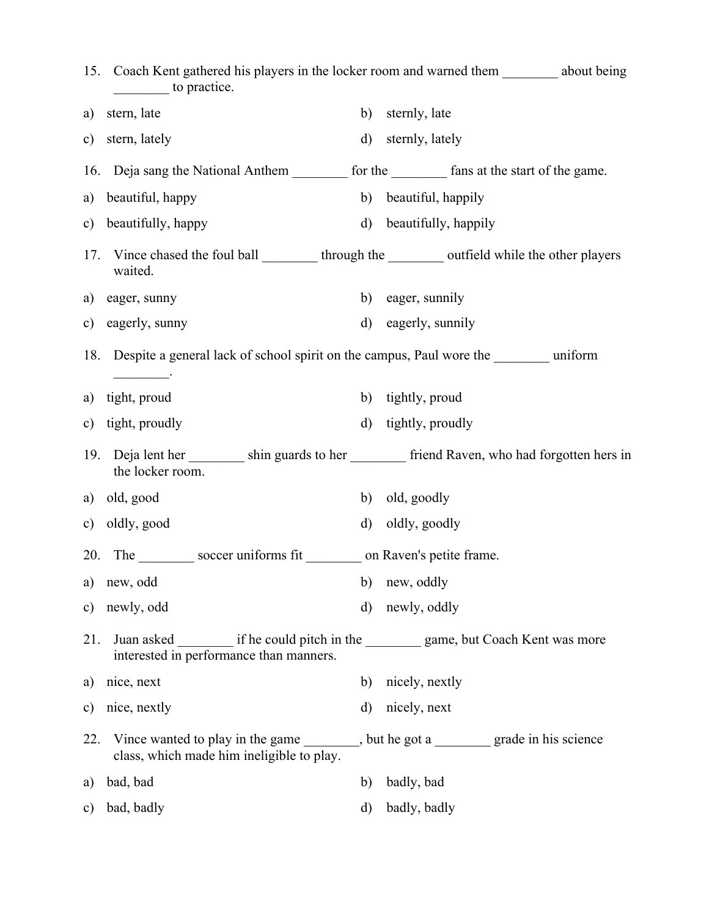15. Coach Kent gathered his players in the locker room and warned them ________ about being ________ to practice.

a) stern, late
b) sternly, late
c) stern, lately
d) sternly, lately

16. Deja sang the National Anthem ________ for the ________ fans at the start of the game.

a) beautiful, happy
b) beautiful, happily
c) beautifully, happy
d) beautifully, happily

17. Vince chased the foul ball ________ through the ________ outfield while the other players waited.

a) eager, sunny
b) eager, sunnily
c) eagerly, sunny
d) eagerly, sunnily

18. Despite a general lack of school spirit on the campus, Paul wore the ________ uniform ________.

a) tight, proud
b) tightly, proud
c) tight, proudly
d) tightly, proudly

19. Deja lent her ________ shin guards to her ________ friend Raven, who had forgotten hers in the locker room.

a) old, good
b) old, goodly
c) oldly, good
d) oldly, goodly

20. The ________ soccer uniforms fit ________ on Raven's petite frame.

a) new, odd
b) new, oddly
c) newly, odd
d) newly, oddly

21. Juan asked ________ if he could pitch in the ________ game, but Coach Kent was more interested in performance than manners.

a) nice, next
b) nicely, nextly
c) nice, nextly
d) nicely, next

22. Vince wanted to play in the game ________, but he got a ________ grade in his science class, which made him ineligible to play.

a) bad, bad
b) badly, bad
c) bad, badly
d) badly, badly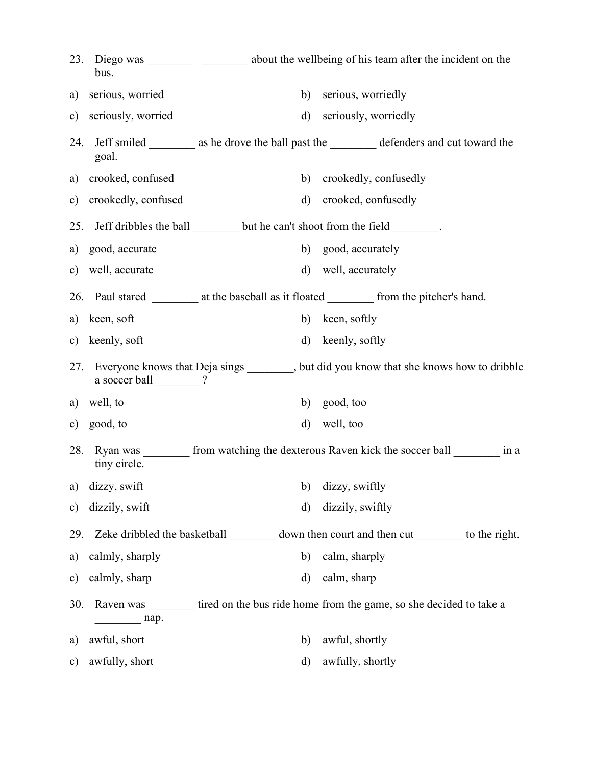23. Diego was ________ ________ about the wellbeing of his team after the incident on the bus.

a) serious, worried
b) serious, worriedly
c) seriously, worried
d) seriously, worriedly

24. Jeff smiled ________ as he drove the ball past the ________ defenders and cut toward the goal.

a) crooked, confused
b) crookedly, confusedly
c) crookedly, confused
d) crooked, confusedly

25. Jeff dribbles the ball ________ but he can't shoot from the field ________.

a) good, accurate
b) good, accurately
c) well, accurate
d) well, accurately

26. Paul stared ________ at the baseball as it floated ________ from the pitcher's hand.

a) keen, soft
b) keen, softly
c) keenly, soft
d) keenly, softly

27. Everyone knows that Deja sings ________, but did you know that she knows how to dribble a soccer ball ________?

a) well, to
b) good, too
c) good, to
d) well, too

28. Ryan was ________ from watching the dexterous Raven kick the soccer ball ________ in a tiny circle.

a) dizzy, swift
b) dizzy, swiftly
c) dizzily, swift
d) dizzily, swiftly

29. Zeke dribbled the basketball ________ down then court and then cut ________ to the right.

a) calmly, sharply
b) calm, sharply
c) calmly, sharp
d) calm, sharp

30. Raven was ________ tired on the bus ride home from the game, so she decided to take a ________ nap.

a) awful, short
b) awful, shortly
c) awfully, short
d) awfully, shortly